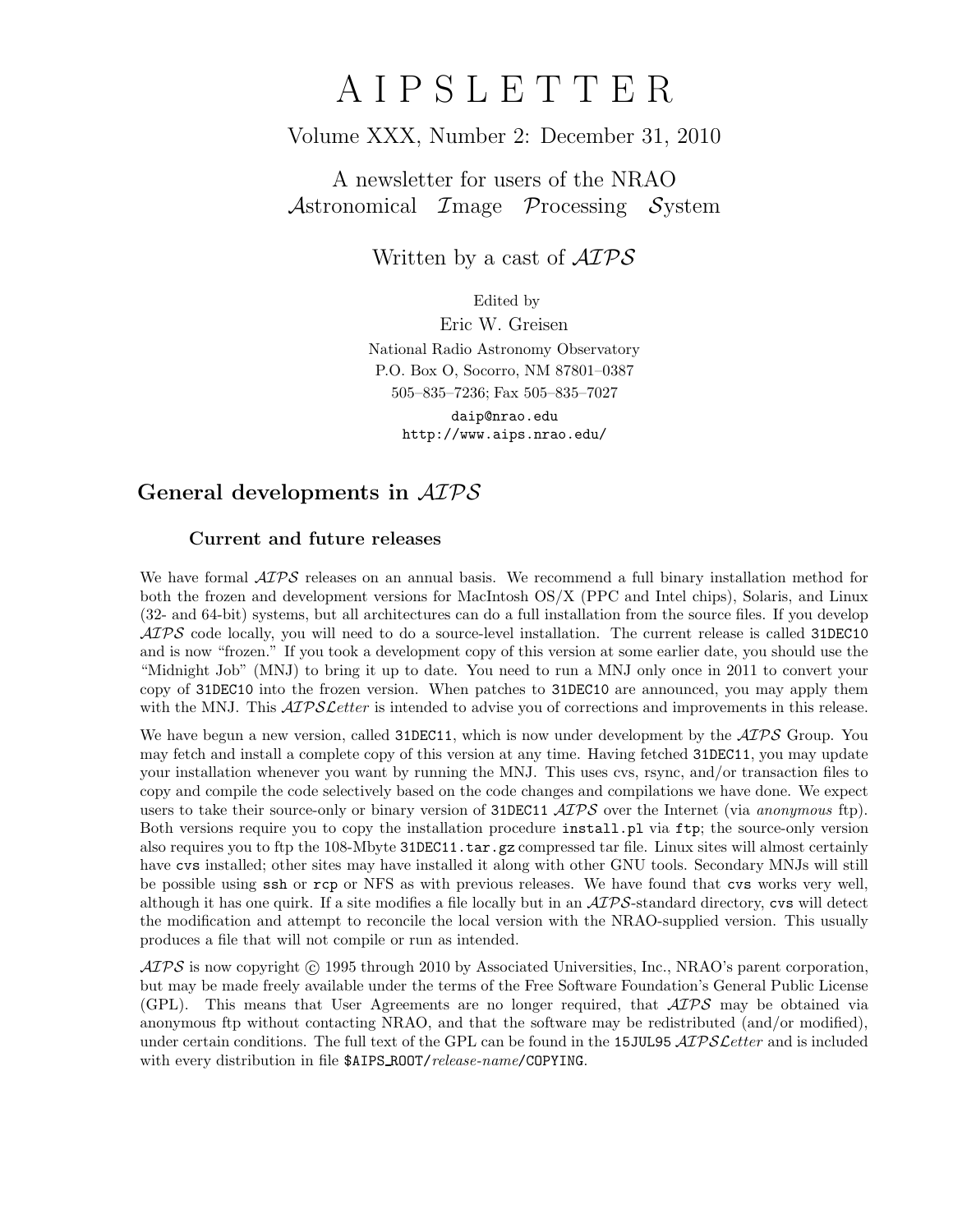# A I P S L E T T E R

Volume XXX, Number 2: December 31, 2010

A newsletter for users of the NRAO
*A*stronomical *I*mage *P*rocessing *S*ystem

Written by a cast of *AIPS*

Edited by

Eric W. Greisen

National Radio Astronomy Observatory
P.O. Box O, Socorro, NM 87801–0387
505–835–7236; Fax 505–835–7027

`daip@nrao.edu`
`http://www.aips.nrao.edu/`

## General developments in *AIPS*

### Current and future releases

We have formal *AIPS* releases on an annual basis. We recommend a full binary installation method for both the frozen and development versions for MacIntosh OS/X (PPC and Intel chips), Solaris, and Linux (32- and 64-bit) systems, but all architectures can do a full installation from the source files. If you develop *AIPS* code locally, you will need to do a source-level installation. The current release is called `31DEC10` and is now "frozen." If you took a development copy of this version at some earlier date, you should use the "Midnight Job" (MNJ) to bring it up to date. You need to run a MNJ only once in 2011 to convert your copy of `31DEC10` into the frozen version. When patches to `31DEC10` are announced, you may apply them with the MNJ. This *AIPSLetter* is intended to advise you of corrections and improvements in this release.

We have begun a new version, called `31DEC11`, which is now under development by the *AIPS* Group. You may fetch and install a complete copy of this version at any time. Having fetched `31DEC11`, you may update your installation whenever you want by running the MNJ. This uses cvs, rsync, and/or transaction files to copy and compile the code selectively based on the code changes and compilations we have done. We expect users to take their source-only or binary version of `31DEC11` *AIPS* over the Internet (via *anonymous* ftp). Both versions require you to copy the installation procedure `install.pl` via `ftp`; the source-only version also requires you to ftp the 108-Mbyte `31DEC11.tar.gz` compressed tar file. Linux sites will almost certainly have `cvs` installed; other sites may have installed it along with other GNU tools. Secondary MNJs will still be possible using `ssh` or `rcp` or NFS as with previous releases. We have found that `cvs` works very well, although it has one quirk. If a site modifies a file locally but in an *AIPS*-standard directory, `cvs` will detect the modification and attempt to reconcile the local version with the NRAO-supplied version. This usually produces a file that will not compile or run as intended.

*AIPS* is now copyright © 1995 through 2010 by Associated Universities, Inc., NRAO's parent corporation, but may be made freely available under the terms of the Free Software Foundation's General Public License (GPL). This means that User Agreements are no longer required, that *AIPS* may be obtained via anonymous ftp without contacting NRAO, and that the software may be redistributed (and/or modified), under certain conditions. The full text of the GPL can be found in the `15JUL95` *AIPSLetter* and is included with every distribution in file `$AIPS_ROOT/`*release-name*`/COPYING`.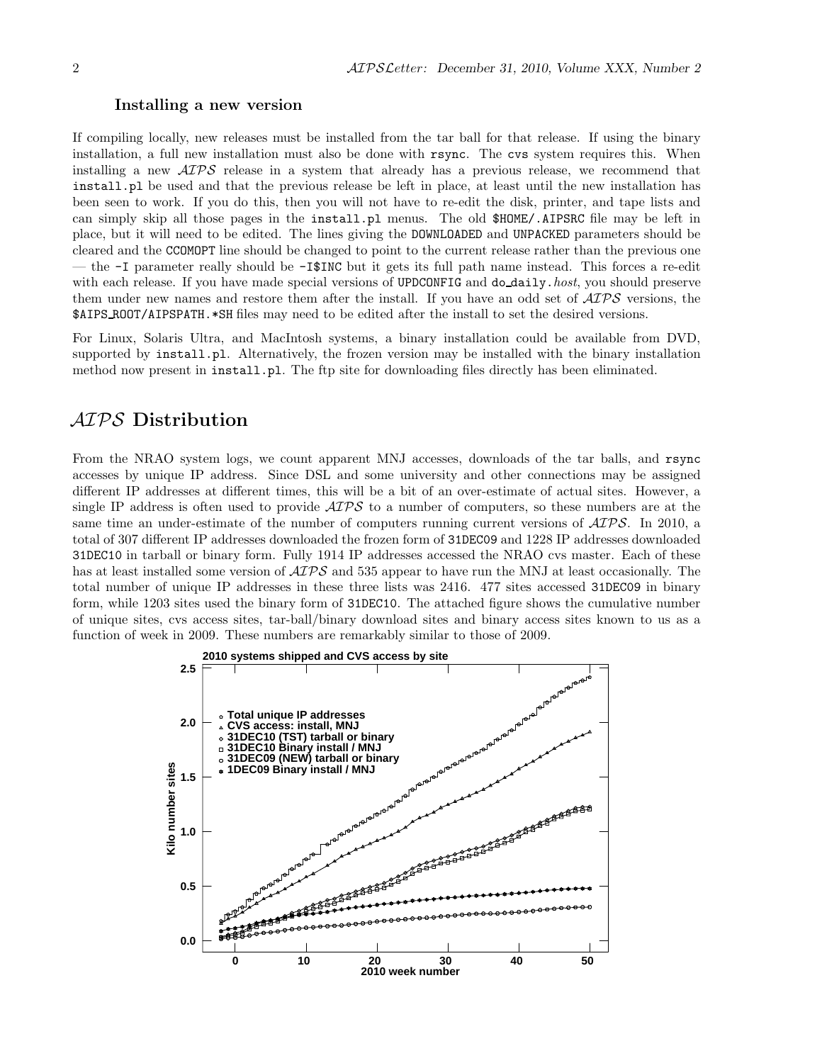### Installing a new version

If compiling locally, new releases must be installed from the tar ball for that release. If using the binary installation, a full new installation must also be done with `rsync`. The `cvs` system requires this. When installing a new *AIPS* release in a system that already has a previous release, we recommend that `install.pl` be used and that the previous release be left in place, at least until the new installation has been seen to work. If you do this, then you will not have to re-edit the disk, printer, and tape lists and can simply skip all those pages in the `install.pl` menus. The old `$HOME/.AIPSRC` file may be left in place, but it will need to be edited. The lines giving the `DOWNLOADED` and `UNPACKED` parameters should be cleared and the `CCOMOPT` line should be changed to point to the current release rather than the previous one — the `-I` parameter really should be `-I$INC` but it gets its full path name instead. This forces a re-edit with each release. If you have made special versions of `UPDCONFIG` and `do_daily.`*host*, you should preserve them under new names and restore them after the install. If you have an odd set of *AIPS* versions, the `$AIPS_ROOT/AIPSPATH.*SH` files may need to be edited after the install to set the desired versions.

For Linux, Solaris Ultra, and MacIntosh systems, a binary installation could be available from DVD, supported by `install.pl`. Alternatively, the frozen version may be installed with the binary installation method now present in `install.pl`. The ftp site for downloading files directly has been eliminated.

## *AIPS* Distribution

From the NRAO system logs, we count apparent MNJ accesses, downloads of the tar balls, and `rsync` accesses by unique IP address. Since DSL and some university and other connections may be assigned different IP addresses at different times, this will be a bit of an over-estimate of actual sites. However, a single IP address is often used to provide *AIPS* to a number of computers, so these numbers are at the same time an under-estimate of the number of computers running current versions of *AIPS*. In 2010, a total of 307 different IP addresses downloaded the frozen form of `31DEC09` and 1228 IP addresses downloaded `31DEC10` in tarball or binary form. Fully 1914 IP addresses accessed the NRAO cvs master. Each of these has at least installed some version of *AIPS* and 535 appear to have run the MNJ at least occasionally. The total number of unique IP addresses in these three lists was 2416. 477 sites accessed `31DEC09` in binary form, while 1203 sites used the binary form of `31DEC10`. The attached figure shows the cumulative number of unique sites, cvs access sites, tar-ball/binary download sites and binary access sites known to us as a function of week in 2009. These numbers are remarkably similar to those of 2009.

**2010 systems shipped and CVS access by site**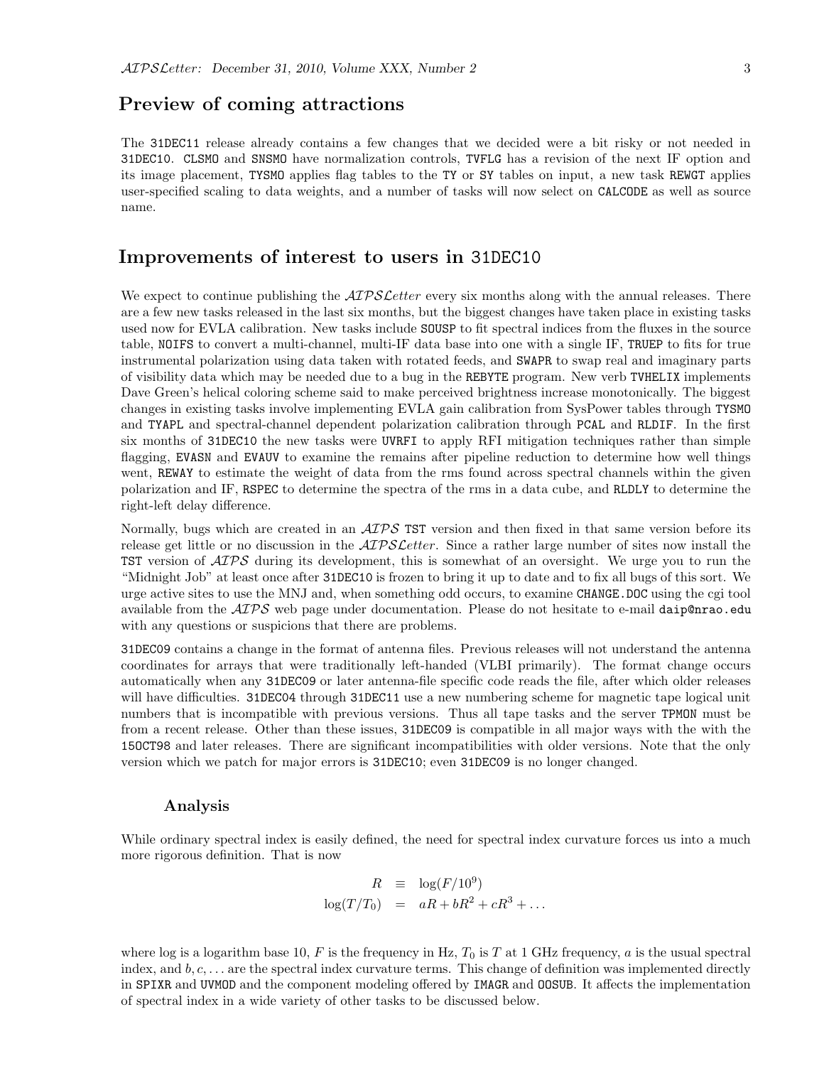## Preview of coming attractions

The 31DEC11 release already contains a few changes that we decided were a bit risky or not needed in 31DEC10. CLSMO and SNSMO have normalization controls, TVFLG has a revision of the next IF option and its image placement, TYSMO applies flag tables to the TY or SY tables on input, a new task REWGT applies user-specified scaling to data weights, and a number of tasks will now select on CALCODE as well as source name.

## Improvements of interest to users in 31DEC10

We expect to continue publishing the *AIPSLetter* every six months along with the annual releases. There are a few new tasks released in the last six months, but the biggest changes have taken place in existing tasks used now for EVLA calibration. New tasks include SOUSP to fit spectral indices from the fluxes in the source table, NOIFS to convert a multi-channel, multi-IF data base into one with a single IF, TRUEP to fits for true instrumental polarization using data taken with rotated feeds, and SWAPR to swap real and imaginary parts of visibility data which may be needed due to a bug in the REBYTE program. New verb TVHELIX implements Dave Green's helical coloring scheme said to make perceived brightness increase monotonically. The biggest changes in existing tasks involve implementing EVLA gain calibration from SysPower tables through TYSMO and TYAPL and spectral-channel dependent polarization calibration through PCAL and RLDIF. In the first six months of 31DEC10 the new tasks were UVRFI to apply RFI mitigation techniques rather than simple flagging, EVASN and EVAUV to examine the remains after pipeline reduction to determine how well things went, REWAY to estimate the weight of data from the rms found across spectral channels within the given polarization and IF, RSPEC to determine the spectra of the rms in a data cube, and RLDLY to determine the right-left delay difference.

Normally, bugs which are created in an *AIPS* TST version and then fixed in that same version before its release get little or no discussion in the *AIPSLetter*. Since a rather large number of sites now install the TST version of *AIPS* during its development, this is somewhat of an oversight. We urge you to run the "Midnight Job" at least once after 31DEC10 is frozen to bring it up to date and to fix all bugs of this sort. We urge active sites to use the MNJ and, when something odd occurs, to examine CHANGE.DOC using the cgi tool available from the *AIPS* web page under documentation. Please do not hesitate to e-mail daip@nrao.edu with any questions or suspicions that there are problems.

31DEC09 contains a change in the format of antenna files. Previous releases will not understand the antenna coordinates for arrays that were traditionally left-handed (VLBI primarily). The format change occurs automatically when any 31DEC09 or later antenna-file specific code reads the file, after which older releases will have difficulties. 31DEC04 through 31DEC11 use a new numbering scheme for magnetic tape logical unit numbers that is incompatible with previous versions. Thus all tape tasks and the server TPMON must be from a recent release. Other than these issues, 31DEC09 is compatible in all major ways with the with the 15OCT98 and later releases. There are significant incompatibilities with older versions. Note that the only version which we patch for major errors is 31DEC10; even 31DEC09 is no longer changed.

### Analysis

While ordinary spectral index is easily defined, the need for spectral index curvature forces us into a much more rigorous definition. That is now

$$
\begin{aligned}
R &\equiv \log(F/10^9) \\
\log(T/T_0) &= aR + bR^2 + cR^3 + \ldots
\end{aligned}
$$

where log is a logarithm base 10, $F$ is the frequency in Hz, $T_0$ is $T$ at 1 GHz frequency, $a$ is the usual spectral index, and $b, c, \ldots$ are the spectral index curvature terms. This change of definition was implemented directly in SPIXR and UVMOD and the component modeling offered by IMAGR and OOSUB. It affects the implementation of spectral index in a wide variety of other tasks to be discussed below.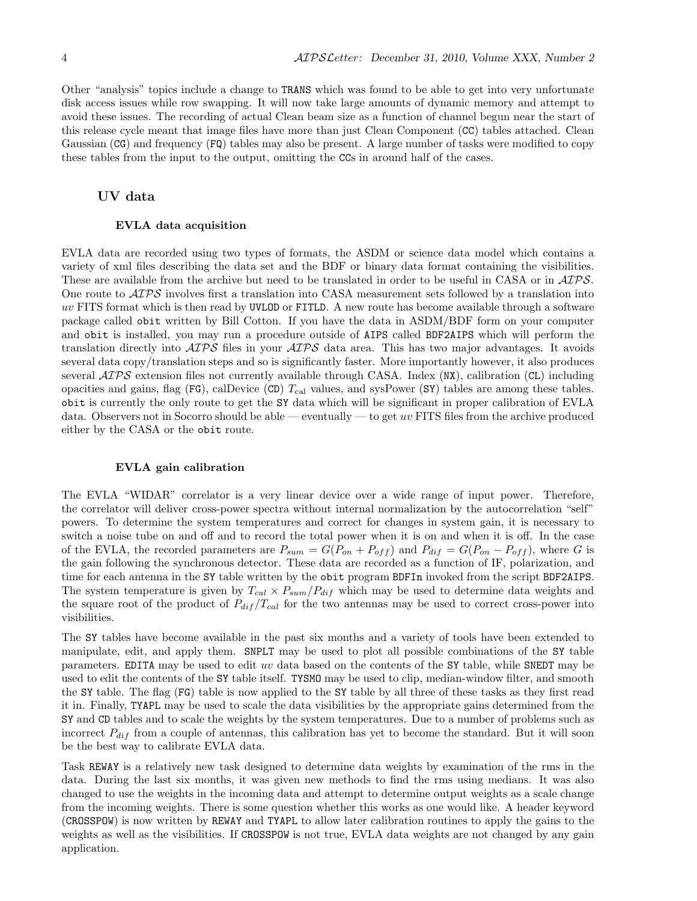Other "analysis" topics include a change to TRANS which was found to be able to get into very unfortunate disk access issues while row swapping. It will now take large amounts of dynamic memory and attempt to avoid these issues. The recording of actual Clean beam size as a function of channel begun near the start of this release cycle meant that image files have more than just Clean Component (CC) tables attached. Clean Gaussian (CG) and frequency (FQ) tables may also be present. A large number of tasks were modified to copy these tables from the input to the output, omitting the CCs in around half of the cases.

## UV data

### EVLA data acquisition

EVLA data are recorded using two types of formats, the ASDM or science data model which contains a variety of xml files describing the data set and the BDF or binary data format containing the visibilities. These are available from the archive but need to be translated in order to be useful in CASA or in *AIPS*. One route to *AIPS* involves first a translation into CASA measurement sets followed by a translation into *uv* FITS format which is then read by UVLOD or FITLD. A new route has become available through a software package called obit written by Bill Cotton. If you have the data in ASDM/BDF form on your computer and obit is installed, you may run a procedure outside of AIPS called BDF2AIPS which will perform the translation directly into *AIPS* files in your *AIPS* data area. This has two major advantages. It avoids several data copy/translation steps and so is significantly faster. More importantly however, it also produces several *AIPS* extension files not currently available through CASA. Index (NX), calibration (CL) including opacities and gains, flag (FG), calDevice (CD) $T_{\rm cal}$ values, and sysPower (SY) tables are among these tables. obit is currently the only route to get the SY data which will be significant in proper calibration of EVLA data. Observers not in Socorro should be able — eventually — to get *uv* FITS files from the archive produced either by the CASA or the obit route.

### EVLA gain calibration

The EVLA "WIDAR" correlator is a very linear device over a wide range of input power. Therefore, the correlator will deliver cross-power spectra without internal normalization by the autocorrelation "self" powers. To determine the system temperatures and correct for changes in system gain, it is necessary to switch a noise tube on and off and to record the total power when it is on and when it is off. In the case of the EVLA, the recorded parameters are $P_{sum} = G(P_{on} + P_{off})$ and $P_{dif} = G(P_{on} - P_{off})$, where $G$ is the gain following the synchronous detector. These data are recorded as a function of IF, polarization, and time for each antenna in the SY table written by the obit program BDFIn invoked from the script BDF2AIPS. The system temperature is given by $T_{cal} \times P_{sum}/P_{dif}$ which may be used to determine data weights and the square root of the product of $P_{dif}/T_{cal}$ for the two antennas may be used to correct cross-power into visibilities.

The SY tables have become available in the past six months and a variety of tools have been extended to manipulate, edit, and apply them. SNPLT may be used to plot all possible combinations of the SY table parameters. EDITA may be used to edit *uv* data based on the contents of the SY table, while SNEDT may be used to edit the contents of the SY table itself. TYSMO may be used to clip, median-window filter, and smooth the SY table. The flag (FG) table is now applied to the SY table by all three of these tasks as they first read it in. Finally, TYAPL may be used to scale the data visibilities by the appropriate gains determined from the SY and CD tables and to scale the weights by the system temperatures. Due to a number of problems such as incorrect $P_{dif}$ from a couple of antennas, this calibration has yet to become the standard. But it will soon be the best way to calibrate EVLA data.

Task REWAY is a relatively new task designed to determine data weights by examination of the rms in the data. During the last six months, it was given new methods to find the rms using medians. It was also changed to use the weights in the incoming data and attempt to determine output weights as a scale change from the incoming weights. There is some question whether this works as one would like. A header keyword (CROSSPOW) is now written by REWAY and TYAPL to allow later calibration routines to apply the gains to the weights as well as the visibilities. If CROSSPOW is not true, EVLA data weights are not changed by any gain application.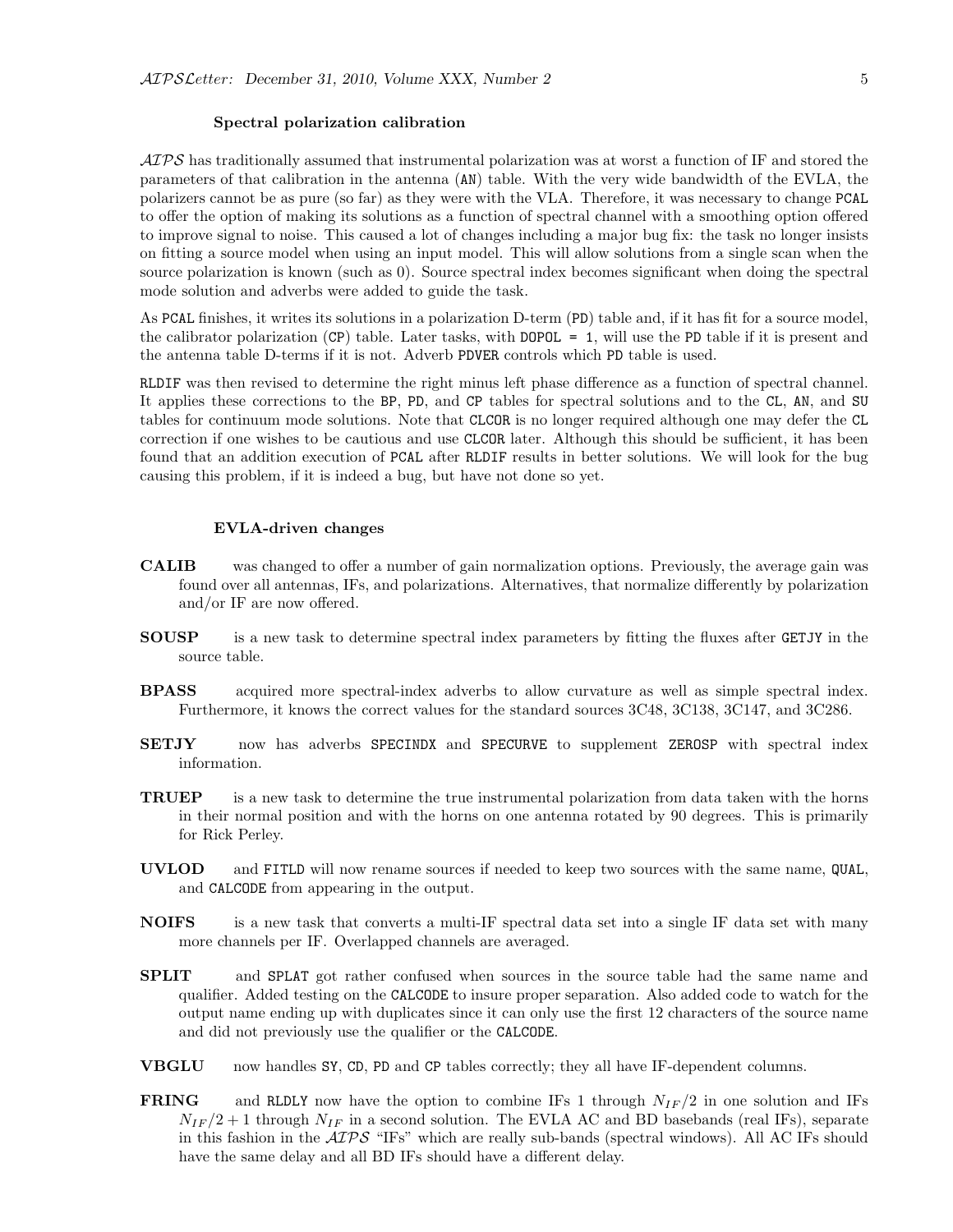### Spectral polarization calibration

*AIPS* has traditionally assumed that instrumental polarization was at worst a function of IF and stored the parameters of that calibration in the antenna (AN) table. With the very wide bandwidth of the EVLA, the polarizers cannot be as pure (so far) as they were with the VLA. Therefore, it was necessary to change PCAL to offer the option of making its solutions as a function of spectral channel with a smoothing option offered to improve signal to noise. This caused a lot of changes including a major bug fix: the task no longer insists on fitting a source model when using an input model. This will allow solutions from a single scan when the source polarization is known (such as 0). Source spectral index becomes significant when doing the spectral mode solution and adverbs were added to guide the task.

As PCAL finishes, it writes its solutions in a polarization D-term (PD) table and, if it has fit for a source model, the calibrator polarization (CP) table. Later tasks, with DOPOL = 1, will use the PD table if it is present and the antenna table D-terms if it is not. Adverb PDVER controls which PD table is used.

RLDIF was then revised to determine the right minus left phase difference as a function of spectral channel. It applies these corrections to the BP, PD, and CP tables for spectral solutions and to the CL, AN, and SU tables for continuum mode solutions. Note that CLCOR is no longer required although one may defer the CL correction if one wishes to be cautious and use CLCOR later. Although this should be sufficient, it has been found that an addition execution of PCAL after RLDIF results in better solutions. We will look for the bug causing this problem, if it is indeed a bug, but have not done so yet.

### EVLA-driven changes

**CALIB** was changed to offer a number of gain normalization options. Previously, the average gain was found over all antennas, IFs, and polarizations. Alternatives, that normalize differently by polarization and/or IF are now offered.

**SOUSP** is a new task to determine spectral index parameters by fitting the fluxes after GETJY in the source table.

**BPASS** acquired more spectral-index adverbs to allow curvature as well as simple spectral index. Furthermore, it knows the correct values for the standard sources 3C48, 3C138, 3C147, and 3C286.

**SETJY** now has adverbs SPECINDX and SPECURVE to supplement ZEROSP with spectral index information.

**TRUEP** is a new task to determine the true instrumental polarization from data taken with the horns in their normal position and with the horns on one antenna rotated by 90 degrees. This is primarily for Rick Perley.

**UVLOD** and FITLD will now rename sources if needed to keep two sources with the same name, QUAL, and CALCODE from appearing in the output.

**NOIFS** is a new task that converts a multi-IF spectral data set into a single IF data set with many more channels per IF. Overlapped channels are averaged.

**SPLIT** and SPLAT got rather confused when sources in the source table had the same name and qualifier. Added testing on the CALCODE to insure proper separation. Also added code to watch for the output name ending up with duplicates since it can only use the first 12 characters of the source name and did not previously use the qualifier or the CALCODE.

**VBGLU** now handles SY, CD, PD and CP tables correctly; they all have IF-dependent columns.

**FRING** and RLDLY now have the option to combine IFs 1 through $N_{IF}/2$ in one solution and IFs $N_{IF}/2+1$ through $N_{IF}$ in a second solution. The EVLA AC and BD basebands (real IFs), separate in this fashion in the *AIPS* "IFs" which are really sub-bands (spectral windows). All AC IFs should have the same delay and all BD IFs should have a different delay.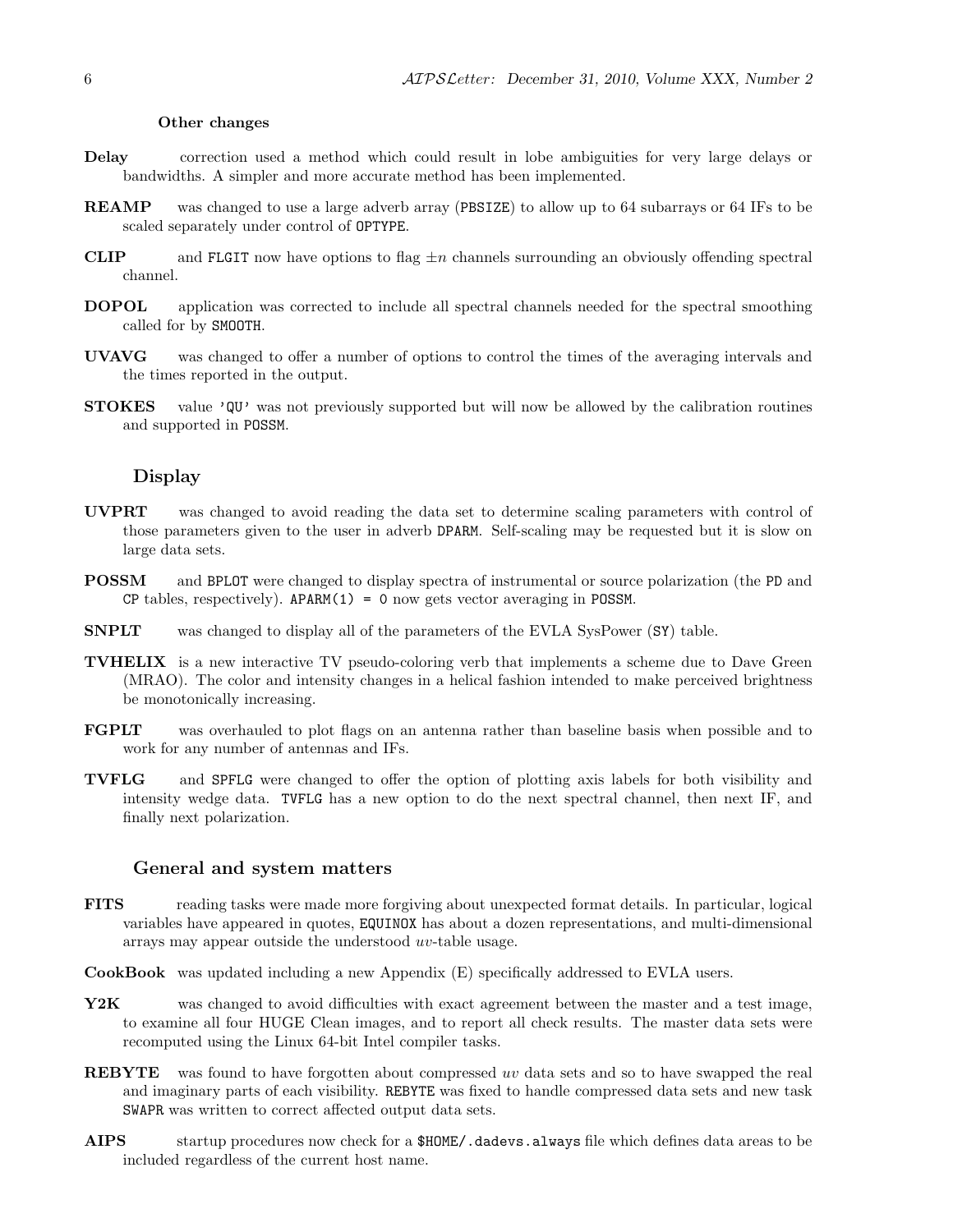#### Other changes

**Delay** correction used a method which could result in lobe ambiguities for very large delays or bandwidths. A simpler and more accurate method has been implemented.

**REAMP** was changed to use a large adverb array (`PBSIZE`) to allow up to 64 subarrays or 64 IFs to be scaled separately under control of `OPTYPE`.

**CLIP** and `FLGIT` now have options to flag $\pm n$ channels surrounding an obviously offending spectral channel.

**DOPOL** application was corrected to include all spectral channels needed for the spectral smoothing called for by `SMOOTH`.

**UVAVG** was changed to offer a number of options to control the times of the averaging intervals and the times reported in the output.

**STOKES** value `'QU'` was not previously supported but will now be allowed by the calibration routines and supported in `POSSM`.

### Display

**UVPRT** was changed to avoid reading the data set to determine scaling parameters with control of those parameters given to the user in adverb `DPARM`. Self-scaling may be requested but it is slow on large data sets.

**POSSM** and `BPLOT` were changed to display spectra of instrumental or source polarization (the `PD` and `CP` tables, respectively). `APARM(1) = 0` now gets vector averaging in `POSSM`.

**SNPLT** was changed to display all of the parameters of the EVLA SysPower (`SY`) table.

**TVHELIX** is a new interactive TV pseudo-coloring verb that implements a scheme due to Dave Green (MRAO). The color and intensity changes in a helical fashion intended to make perceived brightness be monotonically increasing.

**FGPLT** was overhauled to plot flags on an antenna rather than baseline basis when possible and to work for any number of antennas and IFs.

**TVFLG** and `SPFLG` were changed to offer the option of plotting axis labels for both visibility and intensity wedge data. `TVFLG` has a new option to do the next spectral channel, then next IF, and finally next polarization.

### General and system matters

**FITS** reading tasks were made more forgiving about unexpected format details. In particular, logical variables have appeared in quotes, `EQUINOX` has about a dozen representations, and multi-dimensional arrays may appear outside the understood *uv*-table usage.

**CookBook** was updated including a new Appendix (E) specifically addressed to EVLA users.

**Y2K** was changed to avoid difficulties with exact agreement between the master and a test image, to examine all four HUGE Clean images, and to report all check results. The master data sets were recomputed using the Linux 64-bit Intel compiler tasks.

**REBYTE** was found to have forgotten about compressed *uv* data sets and so to have swapped the real and imaginary parts of each visibility. `REBYTE` was fixed to handle compressed data sets and new task `SWAPR` was written to correct affected output data sets.

**AIPS** startup procedures now check for a `$HOME/.dadevs.always` file which defines data areas to be included regardless of the current host name.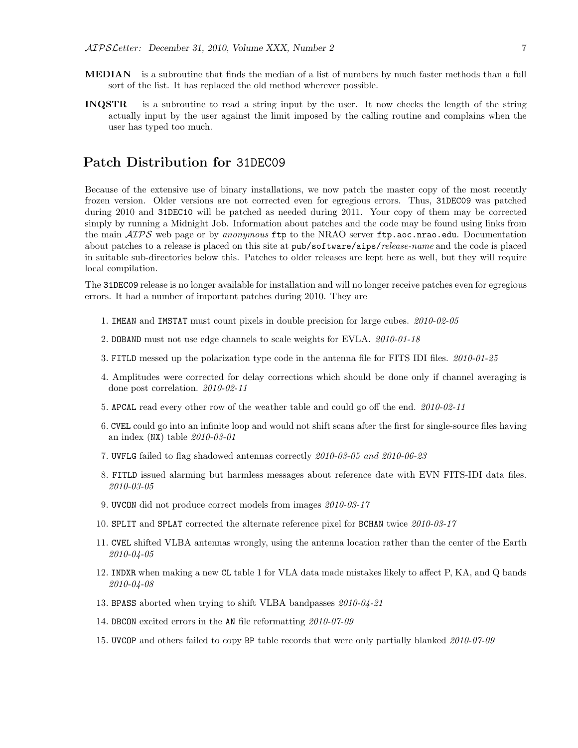**MEDIAN** is a subroutine that finds the median of a list of numbers by much faster methods than a full sort of the list. It has replaced the old method wherever possible.

**INQSTR** is a subroutine to read a string input by the user. It now checks the length of the string actually input by the user against the limit imposed by the calling routine and complains when the user has typed too much.

## Patch Distribution for 31DEC09

Because of the extensive use of binary installations, we now patch the master copy of the most recently frozen version. Older versions are not corrected even for egregious errors. Thus, 31DEC09 was patched during 2010 and 31DEC10 will be patched as needed during 2011. Your copy of them may be corrected simply by running a Midnight Job. Information about patches and the code may be found using links from the main *AIPS* web page or by *anonymous* ftp to the NRAO server ftp.aoc.nrao.edu. Documentation about patches to a release is placed on this site at pub/software/aips/*release-name* and the code is placed in suitable sub-directories below this. Patches to older releases are kept here as well, but they will require local compilation.

The 31DEC09 release is no longer available for installation and will no longer receive patches even for egregious errors. It had a number of important patches during 2010. They are

1. IMEAN and IMSTAT must count pixels in double precision for large cubes. *2010-02-05*
2. DOBAND must not use edge channels to scale weights for EVLA. *2010-01-18*
3. FITLD messed up the polarization type code in the antenna file for FITS IDI files. *2010-01-25*
4. Amplitudes were corrected for delay corrections which should be done only if channel averaging is done post correlation. *2010-02-11*
5. APCAL read every other row of the weather table and could go off the end. *2010-02-11*
6. CVEL could go into an infinite loop and would not shift scans after the first for single-source files having an index (NX) table *2010-03-01*
7. UVFLG failed to flag shadowed antennas correctly *2010-03-05 and 2010-06-23*
8. FITLD issued alarming but harmless messages about reference date with EVN FITS-IDI data files. *2010-03-05*
9. UVCON did not produce correct models from images *2010-03-17*
10. SPLIT and SPLAT corrected the alternate reference pixel for BCHAN twice *2010-03-17*
11. CVEL shifted VLBA antennas wrongly, using the antenna location rather than the center of the Earth *2010-04-05*
12. INDXR when making a new CL table 1 for VLA data made mistakes likely to affect P, KA, and Q bands *2010-04-08*
13. BPASS aborted when trying to shift VLBA bandpasses *2010-04-21*
14. DBCON excited errors in the AN file reformatting *2010-07-09*
15. UVCOP and others failed to copy BP table records that were only partially blanked *2010-07-09*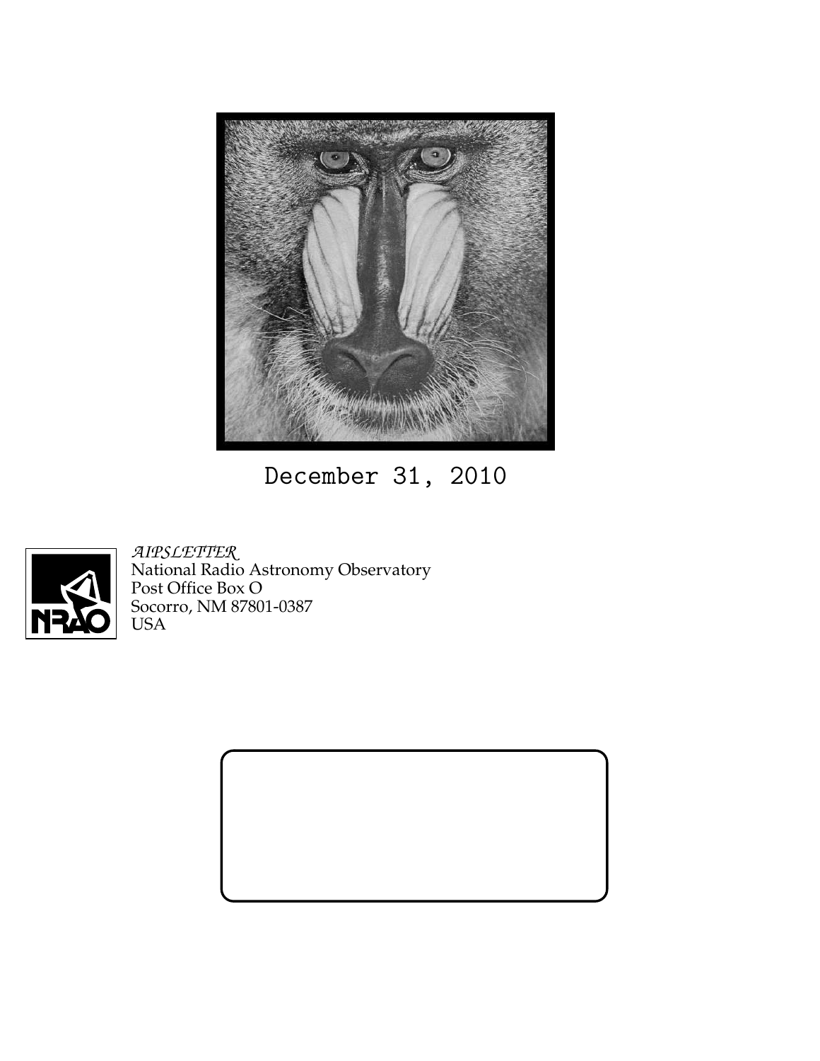December 31, 2010

*AIPSLETTER*
National Radio Astronomy Observatory
Post Office Box O
Socorro, NM 87801-0387
USA